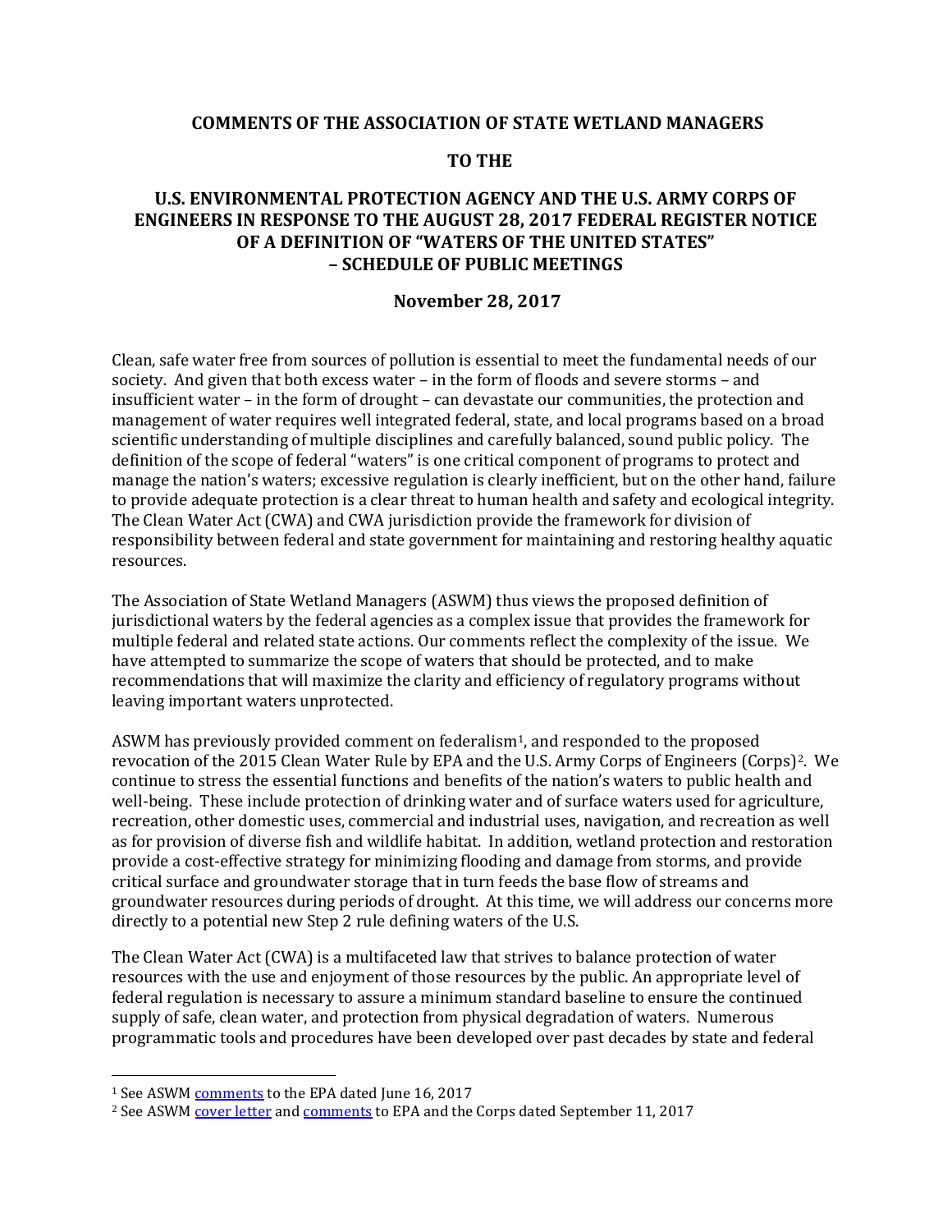**COMMENTS OF THE ASSOCIATION OF STATE WETLAND MANAGERS**

**TO THE**

**U.S. ENVIRONMENTAL PROTECTION AGENCY AND THE U.S. ARMY CORPS OF ENGINEERS IN RESPONSE TO THE AUGUST 28, 2017 FEDERAL REGISTER NOTICE OF A DEFINITION OF "WATERS OF THE UNITED STATES" – SCHEDULE OF PUBLIC MEETINGS**

**November 28, 2017**

Clean, safe water free from sources of pollution is essential to meet the fundamental needs of our society. And given that both excess water – in the form of floods and severe storms – and insufficient water – in the form of drought – can devastate our communities, the protection and management of water requires well integrated federal, state, and local programs based on a broad scientific understanding of multiple disciplines and carefully balanced, sound public policy. The definition of the scope of federal "waters" is one critical component of programs to protect and manage the nation's waters; excessive regulation is clearly inefficient, but on the other hand, failure to provide adequate protection is a clear threat to human health and safety and ecological integrity. The Clean Water Act (CWA) and CWA jurisdiction provide the framework for division of responsibility between federal and state government for maintaining and restoring healthy aquatic resources.

The Association of State Wetland Managers (ASWM) thus views the proposed definition of jurisdictional waters by the federal agencies as a complex issue that provides the framework for multiple federal and related state actions. Our comments reflect the complexity of the issue. We have attempted to summarize the scope of waters that should be protected, and to make recommendations that will maximize the clarity and efficiency of regulatory programs without leaving important waters unprotected.

ASWM has previously provided comment on federalism[1], and responded to the proposed revocation of the 2015 Clean Water Rule by EPA and the U.S. Army Corps of Engineers (Corps)[2]. We continue to stress the essential functions and benefits of the nation's waters to public health and well-being. These include protection of drinking water and of surface waters used for agriculture, recreation, other domestic uses, commercial and industrial uses, navigation, and recreation as well as for provision of diverse fish and wildlife habitat. In addition, wetland protection and restoration provide a cost-effective strategy for minimizing flooding and damage from storms, and provide critical surface and groundwater storage that in turn feeds the base flow of streams and groundwater resources during periods of drought. At this time, we will address our concerns more directly to a potential new Step 2 rule defining waters of the U.S.

The Clean Water Act (CWA) is a multifaceted law that strives to balance protection of water resources with the use and enjoyment of those resources by the public. An appropriate level of federal regulation is necessary to assure a minimum standard baseline to ensure the continued supply of safe, clean water, and protection from physical degradation of waters. Numerous programmatic tools and procedures have been developed over past decades by state and federal

---

[1] See ASWM comments to the EPA dated June 16, 2017

[2] See ASWM cover letter and comments to EPA and the Corps dated September 11, 2017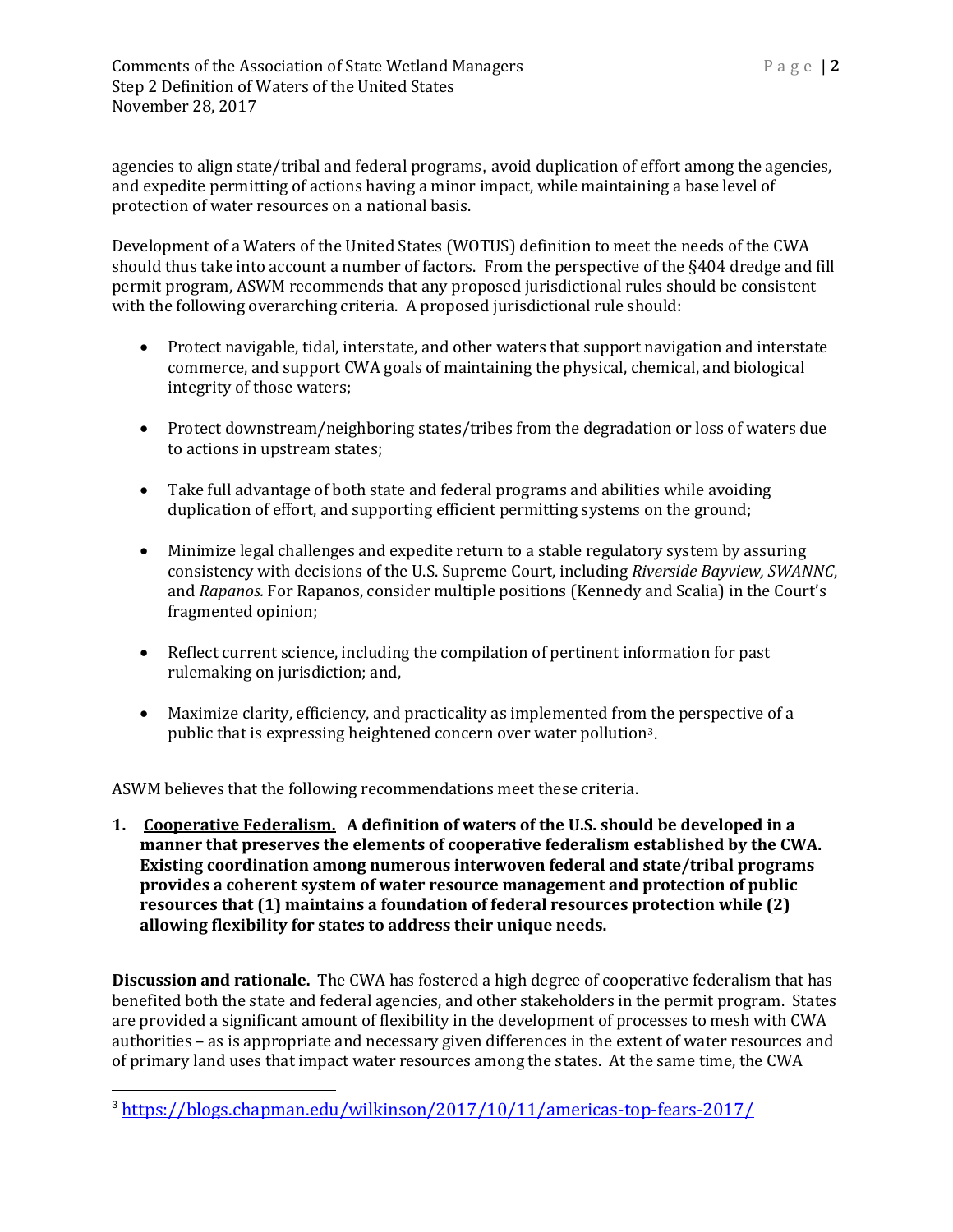agencies to align state/tribal and federal programs, avoid duplication of effort among the agencies, and expedite permitting of actions having a minor impact, while maintaining a base level of protection of water resources on a national basis.

Development of a Waters of the United States (WOTUS) definition to meet the needs of the CWA should thus take into account a number of factors. From the perspective of the §404 dredge and fill permit program, ASWM recommends that any proposed jurisdictional rules should be consistent with the following overarching criteria. A proposed jurisdictional rule should:

- Protect navigable, tidal, interstate, and other waters that support navigation and interstate commerce, and support CWA goals of maintaining the physical, chemical, and biological integrity of those waters;

- Protect downstream/neighboring states/tribes from the degradation or loss of waters due to actions in upstream states;

- Take full advantage of both state and federal programs and abilities while avoiding duplication of effort, and supporting efficient permitting systems on the ground;

- Minimize legal challenges and expedite return to a stable regulatory system by assuring consistency with decisions of the U.S. Supreme Court, including *Riverside Bayview, SWANNC*, and *Rapanos.* For Rapanos, consider multiple positions (Kennedy and Scalia) in the Court's fragmented opinion;

- Reflect current science, including the compilation of pertinent information for past rulemaking on jurisdiction; and,

- Maximize clarity, efficiency, and practicality as implemented from the perspective of a public that is expressing heightened concern over water pollution[3].

ASWM believes that the following recommendations meet these criteria.

**1. <u>Cooperative Federalism.</u> A definition of waters of the U.S. should be developed in a manner that preserves the elements of cooperative federalism established by the CWA. Existing coordination among numerous interwoven federal and state/tribal programs provides a coherent system of water resource management and protection of public resources that (1) maintains a foundation of federal resources protection while (2) allowing flexibility for states to address their unique needs.**

**Discussion and rationale.** The CWA has fostered a high degree of cooperative federalism that has benefited both the state and federal agencies, and other stakeholders in the permit program. States are provided a significant amount of flexibility in the development of processes to mesh with CWA authorities – as is appropriate and necessary given differences in the extent of water resources and of primary land uses that impact water resources among the states. At the same time, the CWA

---

[3] https://blogs.chapman.edu/wilkinson/2017/10/11/americas-top-fears-2017/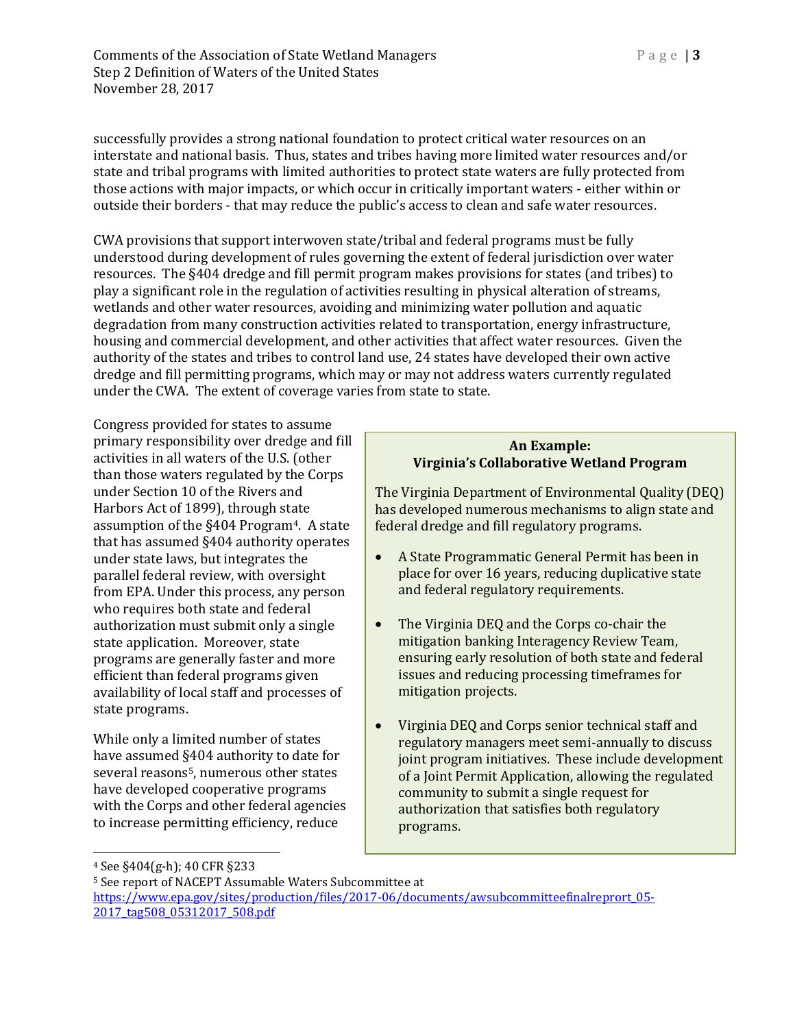successfully provides a strong national foundation to protect critical water resources on an interstate and national basis. Thus, states and tribes having more limited water resources and/or state and tribal programs with limited authorities to protect state waters are fully protected from those actions with major impacts, or which occur in critically important waters - either within or outside their borders - that may reduce the public's access to clean and safe water resources.

CWA provisions that support interwoven state/tribal and federal programs must be fully understood during development of rules governing the extent of federal jurisdiction over water resources. The §404 dredge and fill permit program makes provisions for states (and tribes) to play a significant role in the regulation of activities resulting in physical alteration of streams, wetlands and other water resources, avoiding and minimizing water pollution and aquatic degradation from many construction activities related to transportation, energy infrastructure, housing and commercial development, and other activities that affect water resources. Given the authority of the states and tribes to control land use, 24 states have developed their own active dredge and fill permitting programs, which may or may not address waters currently regulated under the CWA. The extent of coverage varies from state to state.

Congress provided for states to assume primary responsibility over dredge and fill activities in all waters of the U.S. (other than those waters regulated by the Corps under Section 10 of the Rivers and Harbors Act of 1899), through state assumption of the §404 Program[4]. A state that has assumed §404 authority operates under state laws, but integrates the parallel federal review, with oversight from EPA. Under this process, any person who requires both state and federal authorization must submit only a single state application. Moreover, state programs are generally faster and more efficient than federal programs given availability of local staff and processes of state programs.

While only a limited number of states have assumed §404 authority to date for several reasons[5], numerous other states have developed cooperative programs with the Corps and other federal agencies to increase permitting efficiency, reduce

**An Example: Virginia's Collaborative Wetland Program**

The Virginia Department of Environmental Quality (DEQ) has developed numerous mechanisms to align state and federal dredge and fill regulatory programs.

- A State Programmatic General Permit has been in place for over 16 years, reducing duplicative state and federal regulatory requirements.
- The Virginia DEQ and the Corps co-chair the mitigation banking Interagency Review Team, ensuring early resolution of both state and federal issues and reducing processing timeframes for mitigation projects.
- Virginia DEQ and Corps senior technical staff and regulatory managers meet semi-annually to discuss joint program initiatives. These include development of a Joint Permit Application, allowing the regulated community to submit a single request for authorization that satisfies both regulatory programs.

---

[4] See §404(g-h); 40 CFR §233

[5] See report of NACEPT Assumable Waters Subcommittee at https://www.epa.gov/sites/production/files/2017-06/documents/awsubcommitteefinalreport_05-2017_tag508_05312017_508.pdf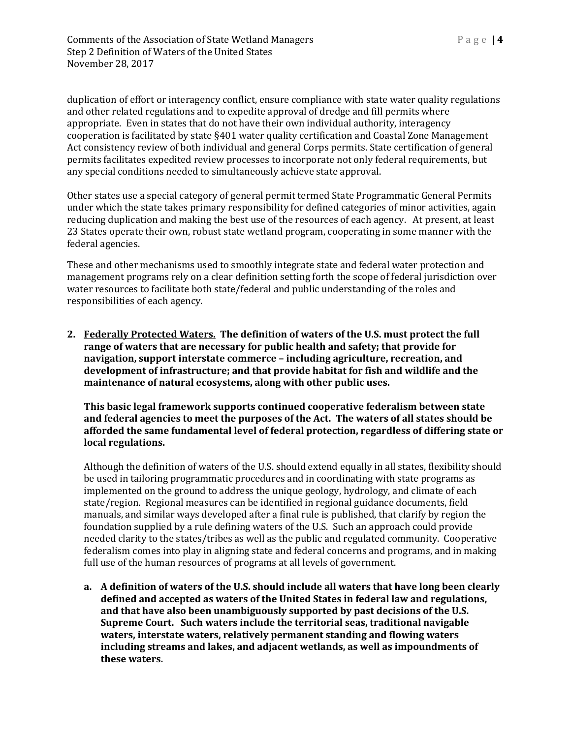duplication of effort or interagency conflict, ensure compliance with state water quality regulations and other related regulations and to expedite approval of dredge and fill permits where appropriate. Even in states that do not have their own individual authority, interagency cooperation is facilitated by state §401 water quality certification and Coastal Zone Management Act consistency review of both individual and general Corps permits. State certification of general permits facilitates expedited review processes to incorporate not only federal requirements, but any special conditions needed to simultaneously achieve state approval.

Other states use a special category of general permit termed State Programmatic General Permits under which the state takes primary responsibility for defined categories of minor activities, again reducing duplication and making the best use of the resources of each agency. At present, at least 23 States operate their own, robust state wetland program, cooperating in some manner with the federal agencies.

These and other mechanisms used to smoothly integrate state and federal water protection and management programs rely on a clear definition setting forth the scope of federal jurisdiction over water resources to facilitate both state/federal and public understanding of the roles and responsibilities of each agency.

2. **<u>Federally Protected Waters.</u> The definition of waters of the U.S. must protect the full range of waters that are necessary for public health and safety; that provide for navigation, support interstate commerce – including agriculture, recreation, and development of infrastructure; and that provide habitat for fish and wildlife and the maintenance of natural ecosystems, along with other public uses.**

   **This basic legal framework supports continued cooperative federalism between state and federal agencies to meet the purposes of the Act. The waters of all states should be afforded the same fundamental level of federal protection, regardless of differing state or local regulations.**

   Although the definition of waters of the U.S. should extend equally in all states, flexibility should be used in tailoring programmatic procedures and in coordinating with state programs as implemented on the ground to address the unique geology, hydrology, and climate of each state/region. Regional measures can be identified in regional guidance documents, field manuals, and similar ways developed after a final rule is published, that clarify by region the foundation supplied by a rule defining waters of the U.S. Such an approach could provide needed clarity to the states/tribes as well as the public and regulated community. Cooperative federalism comes into play in aligning state and federal concerns and programs, and in making full use of the human resources of programs at all levels of government.

   a. **A definition of waters of the U.S. should include all waters that have long been clearly defined and accepted as waters of the United States in federal law and regulations, and that have also been unambiguously supported by past decisions of the U.S. Supreme Court. Such waters include the territorial seas, traditional navigable waters, interstate waters, relatively permanent standing and flowing waters including streams and lakes, and adjacent wetlands, as well as impoundments of these waters.**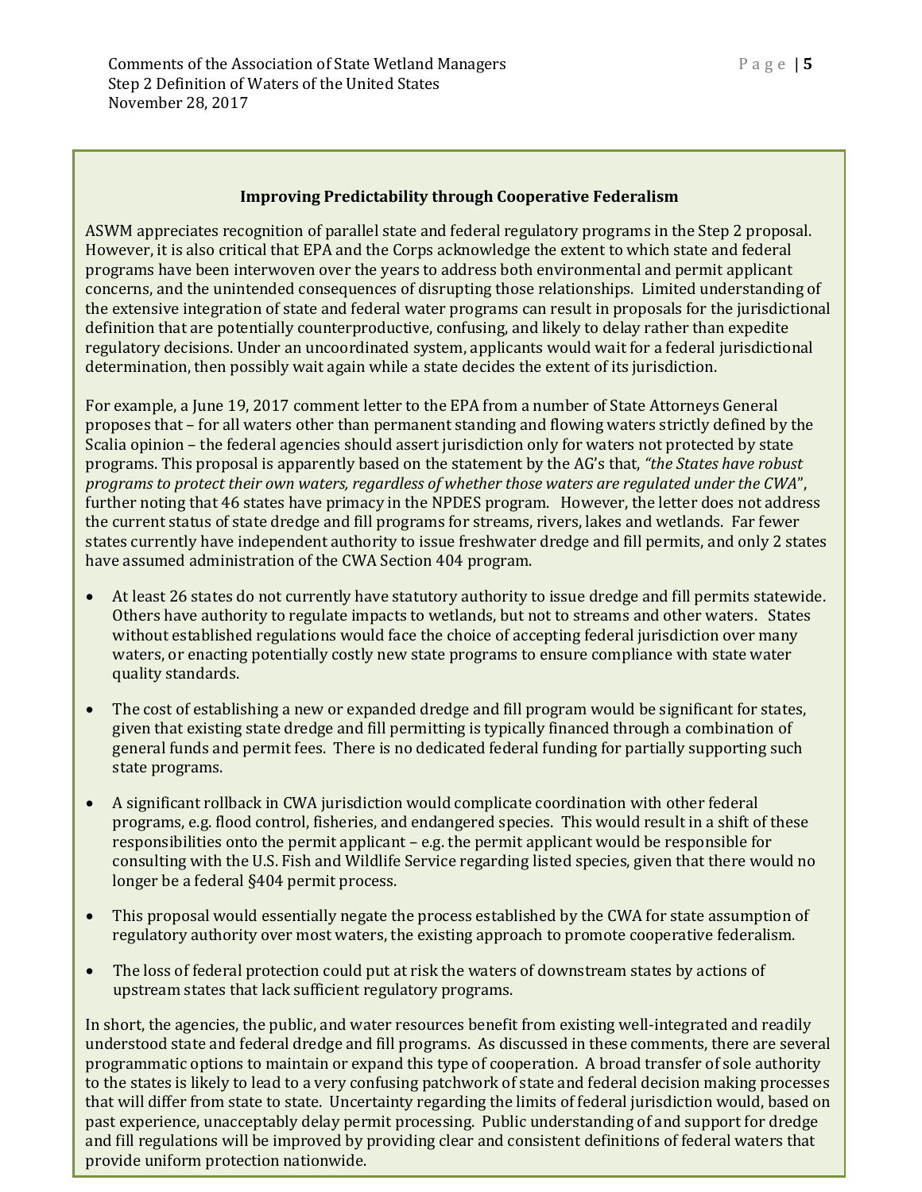### Improving Predictability through Cooperative Federalism

ASWM appreciates recognition of parallel state and federal regulatory programs in the Step 2 proposal. However, it is also critical that EPA and the Corps acknowledge the extent to which state and federal programs have been interwoven over the years to address both environmental and permit applicant concerns, and the unintended consequences of disrupting those relationships. Limited understanding of the extensive integration of state and federal water programs can result in proposals for the jurisdictional definition that are potentially counterproductive, confusing, and likely to delay rather than expedite regulatory decisions. Under an uncoordinated system, applicants would wait for a federal jurisdictional determination, then possibly wait again while a state decides the extent of its jurisdiction.

For example, a June 19, 2017 comment letter to the EPA from a number of State Attorneys General proposes that – for all waters other than permanent standing and flowing waters strictly defined by the Scalia opinion – the federal agencies should assert jurisdiction only for waters not protected by state programs. This proposal is apparently based on the statement by the AG's that, *"the States have robust programs to protect their own waters, regardless of whether those waters are regulated under the CWA"*, further noting that 46 states have primacy in the NPDES program. However, the letter does not address the current status of state dredge and fill programs for streams, rivers, lakes and wetlands. Far fewer states currently have independent authority to issue freshwater dredge and fill permits, and only 2 states have assumed administration of the CWA Section 404 program.

- At least 26 states do not currently have statutory authority to issue dredge and fill permits statewide. Others have authority to regulate impacts to wetlands, but not to streams and other waters. States without established regulations would face the choice of accepting federal jurisdiction over many waters, or enacting potentially costly new state programs to ensure compliance with state water quality standards.
- The cost of establishing a new or expanded dredge and fill program would be significant for states, given that existing state dredge and fill permitting is typically financed through a combination of general funds and permit fees. There is no dedicated federal funding for partially supporting such state programs.
- A significant rollback in CWA jurisdiction would complicate coordination with other federal programs, e.g. flood control, fisheries, and endangered species. This would result in a shift of these responsibilities onto the permit applicant – e.g. the permit applicant would be responsible for consulting with the U.S. Fish and Wildlife Service regarding listed species, given that there would no longer be a federal §404 permit process.
- This proposal would essentially negate the process established by the CWA for state assumption of regulatory authority over most waters, the existing approach to promote cooperative federalism.
- The loss of federal protection could put at risk the waters of downstream states by actions of upstream states that lack sufficient regulatory programs.

In short, the agencies, the public, and water resources benefit from existing well-integrated and readily understood state and federal dredge and fill programs. As discussed in these comments, there are several programmatic options to maintain or expand this type of cooperation. A broad transfer of sole authority to the states is likely to lead to a very confusing patchwork of state and federal decision making processes that will differ from state to state. Uncertainty regarding the limits of federal jurisdiction would, based on past experience, unacceptably delay permit processing. Public understanding of and support for dredge and fill regulations will be improved by providing clear and consistent definitions of federal waters that provide uniform protection nationwide.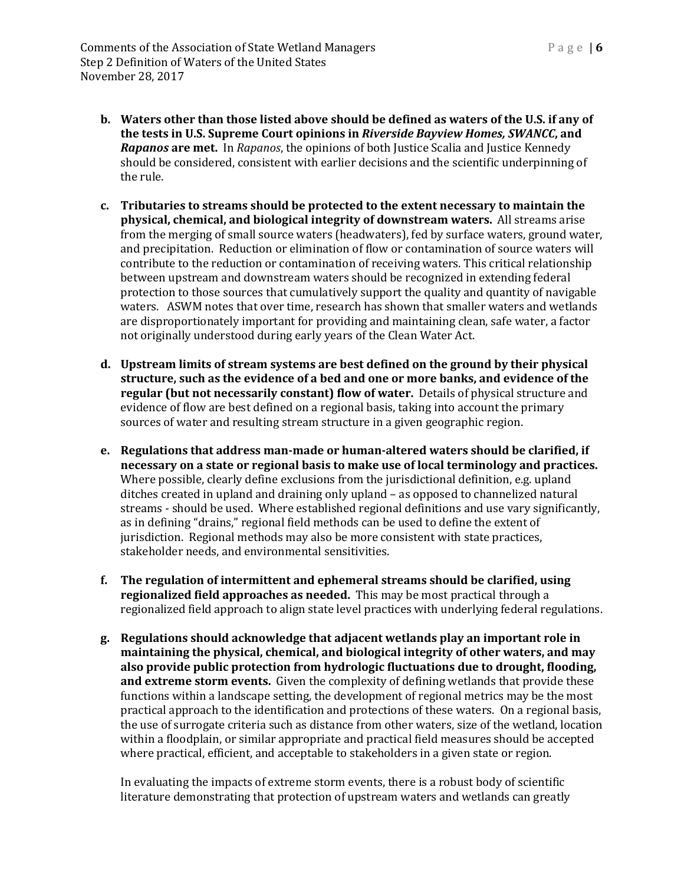b. **Waters other than those listed above should be defined as waters of the U.S. if any of the tests in U.S. Supreme Court opinions in *Riverside Bayview Homes, SWANCC*, and *Rapanos* are met.** In *Rapanos*, the opinions of both Justice Scalia and Justice Kennedy should be considered, consistent with earlier decisions and the scientific underpinning of the rule.

c. **Tributaries to streams should be protected to the extent necessary to maintain the physical, chemical, and biological integrity of downstream waters.** All streams arise from the merging of small source waters (headwaters), fed by surface waters, ground water, and precipitation. Reduction or elimination of flow or contamination of source waters will contribute to the reduction or contamination of receiving waters. This critical relationship between upstream and downstream waters should be recognized in extending federal protection to those sources that cumulatively support the quality and quantity of navigable waters. ASWM notes that over time, research has shown that smaller waters and wetlands are disproportionately important for providing and maintaining clean, safe water, a factor not originally understood during early years of the Clean Water Act.

d. **Upstream limits of stream systems are best defined on the ground by their physical structure, such as the evidence of a bed and one or more banks, and evidence of the regular (but not necessarily constant) flow of water.** Details of physical structure and evidence of flow are best defined on a regional basis, taking into account the primary sources of water and resulting stream structure in a given geographic region.

e. **Regulations that address man-made or human-altered waters should be clarified, if necessary on a state or regional basis to make use of local terminology and practices.** Where possible, clearly define exclusions from the jurisdictional definition, e.g. upland ditches created in upland and draining only upland – as opposed to channelized natural streams - should be used. Where established regional definitions and use vary significantly, as in defining "drains," regional field methods can be used to define the extent of jurisdiction. Regional methods may also be more consistent with state practices, stakeholder needs, and environmental sensitivities.

f. **The regulation of intermittent and ephemeral streams should be clarified, using regionalized field approaches as needed.** This may be most practical through a regionalized field approach to align state level practices with underlying federal regulations.

g. **Regulations should acknowledge that adjacent wetlands play an important role in maintaining the physical, chemical, and biological integrity of other waters, and may also provide public protection from hydrologic fluctuations due to drought, flooding, and extreme storm events.** Given the complexity of defining wetlands that provide these functions within a landscape setting, the development of regional metrics may be the most practical approach to the identification and protections of these waters. On a regional basis, the use of surrogate criteria such as distance from other waters, size of the wetland, location within a floodplain, or similar appropriate and practical field measures should be accepted where practical, efficient, and acceptable to stakeholders in a given state or region.

   In evaluating the impacts of extreme storm events, there is a robust body of scientific literature demonstrating that protection of upstream waters and wetlands can greatly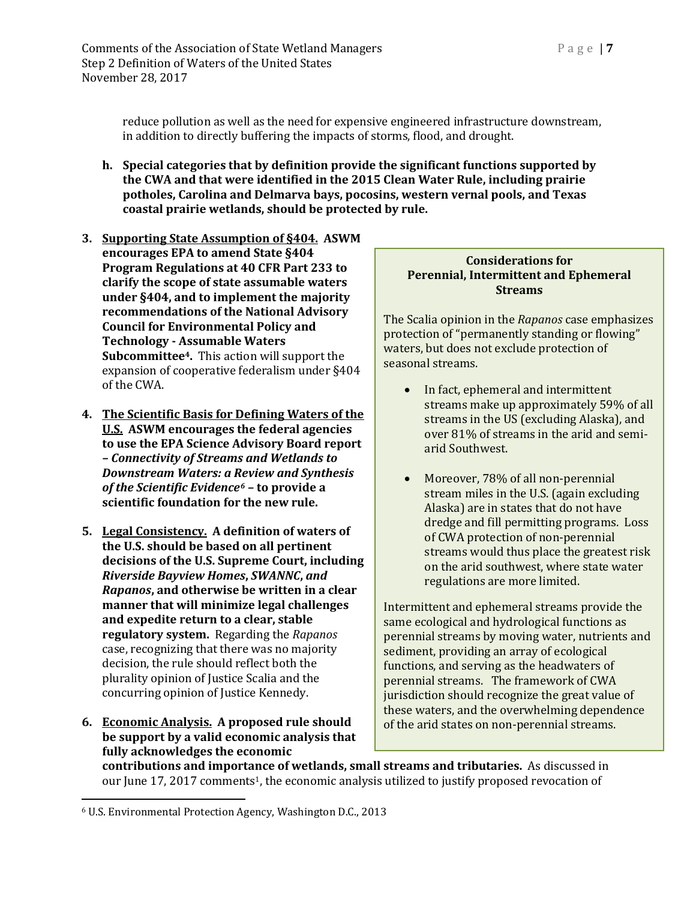reduce pollution as well as the need for expensive engineered infrastructure downstream, in addition to directly buffering the impacts of storms, flood, and drought.

**h. Special categories that by definition provide the significant functions supported by the CWA and that were identified in the 2015 Clean Water Rule, including prairie potholes, Carolina and Delmarva bays, pocosins, western vernal pools, and Texas coastal prairie wetlands, should be protected by rule.**

3. **Supporting State Assumption of §404. ASWM encourages EPA to amend State §404 Program Regulations at 40 CFR Part 233 to clarify the scope of state assumable waters under §404, and to implement the majority recommendations of the National Advisory Council for Environmental Policy and Technology - Assumable Waters Subcommittee[4].** This action will support the expansion of cooperative federalism under §404 of the CWA.

4. **The Scientific Basis for Defining Waters of the U.S. ASWM encourages the federal agencies to use the EPA Science Advisory Board report – *Connectivity of Streams and Wetlands to Downstream Waters: a Review and Synthesis of the Scientific Evidence*[6] – to provide a scientific foundation for the new rule.**

5. **Legal Consistency. A definition of waters of the U.S. should be based on all pertinent decisions of the U.S. Supreme Court, including *Riverside Bayview Homes*, *SWANNC*, and *Rapanos*, and otherwise be written in a clear manner that will minimize legal challenges and expedite return to a clear, stable regulatory system.** Regarding the *Rapanos* case, recognizing that there was no majority decision, the rule should reflect both the plurality opinion of Justice Scalia and the concurring opinion of Justice Kennedy.

6. **Economic Analysis. A proposed rule should be support by a valid economic analysis that fully acknowledges the economic contributions and importance of wetlands, small streams and tributaries.** As discussed in our June 17, 2017 comments[1], the economic analysis utilized to justify proposed revocation of

**Considerations for Perennial, Intermittent and Ephemeral Streams**

The Scalia opinion in the *Rapanos* case emphasizes protection of "permanently standing or flowing" waters, but does not exclude protection of seasonal streams.

- In fact, ephemeral and intermittent streams make up approximately 59% of all streams in the US (excluding Alaska), and over 81% of streams in the arid and semi-arid Southwest.
- Moreover, 78% of all non-perennial stream miles in the U.S. (again excluding Alaska) are in states that do not have dredge and fill permitting programs. Loss of CWA protection of non-perennial streams would thus place the greatest risk on the arid southwest, where state water regulations are more limited.

Intermittent and ephemeral streams provide the same ecological and hydrological functions as perennial streams by moving water, nutrients and sediment, providing an array of ecological functions, and serving as the headwaters of perennial streams. The framework of CWA jurisdiction should recognize the great value of these waters, and the overwhelming dependence of the arid states on non-perennial streams.

---

[6] U.S. Environmental Protection Agency, Washington D.C., 2013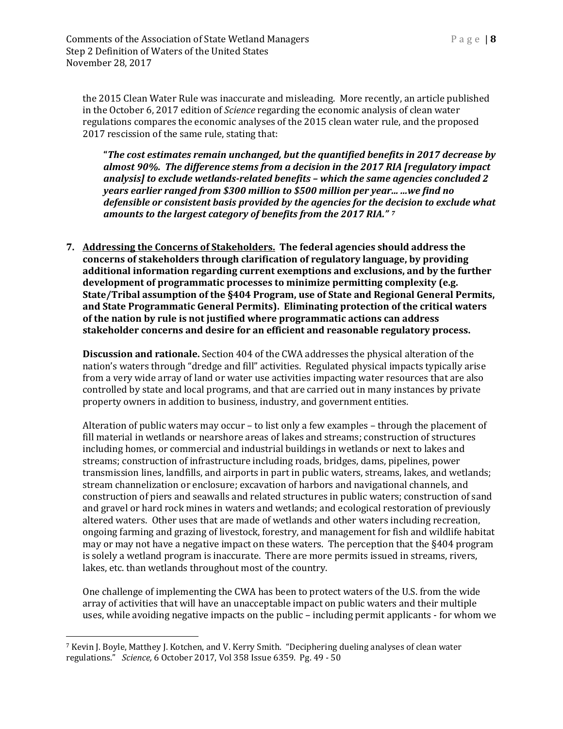the 2015 Clean Water Rule was inaccurate and misleading. More recently, an article published in the October 6, 2017 edition of *Science* regarding the economic analysis of clean water regulations compares the economic analyses of the 2015 clean water rule, and the proposed 2017 rescission of the same rule, stating that:

> "***The cost estimates remain unchanged, but the quantified benefits in 2017 decrease by almost 90%. The difference stems from a decision in the 2017 RIA [regulatory impact analysis] to exclude wetlands-related benefits – which the same agencies concluded 2 years earlier ranged from $300 million to $500 million per year... ...we find no defensible or consistent basis provided by the agencies for the decision to exclude what amounts to the largest category of benefits from the 2017 RIA."*** [7]

**7. <u>Addressing the Concerns of Stakeholders.</u> The federal agencies should address the concerns of stakeholders through clarification of regulatory language, by providing additional information regarding current exemptions and exclusions, and by the further development of programmatic processes to minimize permitting complexity (e.g. State/Tribal assumption of the §404 Program, use of State and Regional General Permits, and State Programmatic General Permits). Eliminating protection of the critical waters of the nation by rule is not justified where programmatic actions can address stakeholder concerns and desire for an efficient and reasonable regulatory process.**

**Discussion and rationale.** Section 404 of the CWA addresses the physical alteration of the nation's waters through "dredge and fill" activities. Regulated physical impacts typically arise from a very wide array of land or water use activities impacting water resources that are also controlled by state and local programs, and that are carried out in many instances by private property owners in addition to business, industry, and government entities.

Alteration of public waters may occur – to list only a few examples – through the placement of fill material in wetlands or nearshore areas of lakes and streams; construction of structures including homes, or commercial and industrial buildings in wetlands or next to lakes and streams; construction of infrastructure including roads, bridges, dams, pipelines, power transmission lines, landfills, and airports in part in public waters, streams, lakes, and wetlands; stream channelization or enclosure; excavation of harbors and navigational channels, and construction of piers and seawalls and related structures in public waters; construction of sand and gravel or hard rock mines in waters and wetlands; and ecological restoration of previously altered waters. Other uses that are made of wetlands and other waters including recreation, ongoing farming and grazing of livestock, forestry, and management for fish and wildlife habitat may or may not have a negative impact on these waters. The perception that the §404 program is solely a wetland program is inaccurate. There are more permits issued in streams, rivers, lakes, etc. than wetlands throughout most of the country.

One challenge of implementing the CWA has been to protect waters of the U.S. from the wide array of activities that will have an unacceptable impact on public waters and their multiple uses, while avoiding negative impacts on the public – including permit applicants - for whom we

---

[7] Kevin J. Boyle, Matthey J. Kotchen, and V. Kerry Smith. "Deciphering dueling analyses of clean water regulations." *Science,* 6 October 2017, Vol 358 Issue 6359. Pg. 49 - 50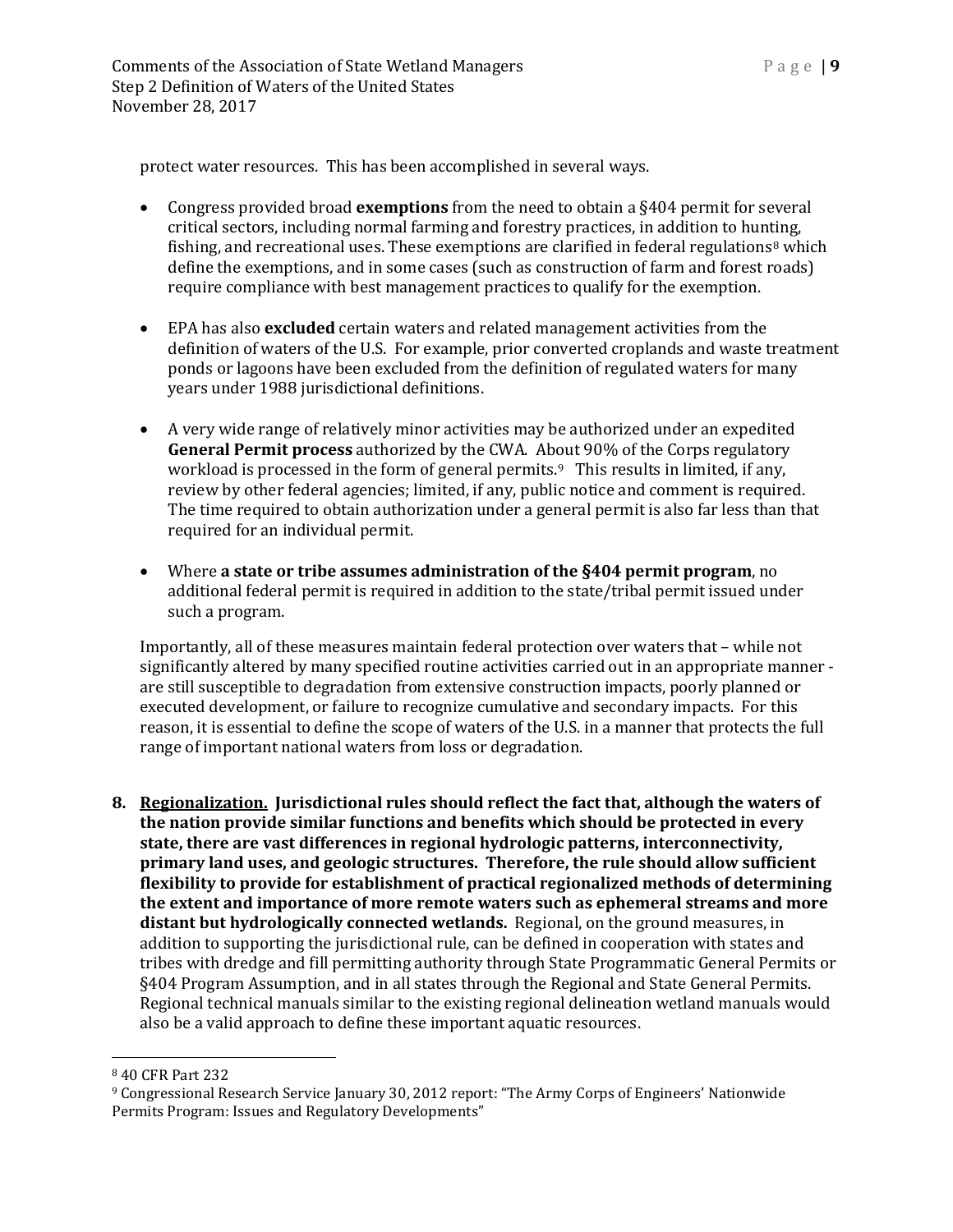protect water resources. This has been accomplished in several ways.

- Congress provided broad **exemptions** from the need to obtain a §404 permit for several critical sectors, including normal farming and forestry practices, in addition to hunting, fishing, and recreational uses. These exemptions are clarified in federal regulations[8] which define the exemptions, and in some cases (such as construction of farm and forest roads) require compliance with best management practices to qualify for the exemption.

- EPA has also **excluded** certain waters and related management activities from the definition of waters of the U.S. For example, prior converted croplands and waste treatment ponds or lagoons have been excluded from the definition of regulated waters for many years under 1988 jurisdictional definitions.

- A very wide range of relatively minor activities may be authorized under an expedited **General Permit process** authorized by the CWA. About 90% of the Corps regulatory workload is processed in the form of general permits.[9] This results in limited, if any, review by other federal agencies; limited, if any, public notice and comment is required. The time required to obtain authorization under a general permit is also far less than that required for an individual permit.

- Where **a state or tribe assumes administration of the §404 permit program**, no additional federal permit is required in addition to the state/tribal permit issued under such a program.

Importantly, all of these measures maintain federal protection over waters that – while not significantly altered by many specified routine activities carried out in an appropriate manner - are still susceptible to degradation from extensive construction impacts, poorly planned or executed development, or failure to recognize cumulative and secondary impacts. For this reason, it is essential to define the scope of waters of the U.S. in a manner that protects the full range of important national waters from loss or degradation.

8. **<u>Regionalization.</u> Jurisdictional rules should reflect the fact that, although the waters of the nation provide similar functions and benefits which should be protected in every state, there are vast differences in regional hydrologic patterns, interconnectivity, primary land uses, and geologic structures. Therefore, the rule should allow sufficient flexibility to provide for establishment of practical regionalized methods of determining the extent and importance of more remote waters such as ephemeral streams and more distant but hydrologically connected wetlands.** Regional, on the ground measures, in addition to supporting the jurisdictional rule, can be defined in cooperation with states and tribes with dredge and fill permitting authority through State Programmatic General Permits or §404 Program Assumption, and in all states through the Regional and State General Permits. Regional technical manuals similar to the existing regional delineation wetland manuals would also be a valid approach to define these important aquatic resources.

---

[8] 40 CFR Part 232

[9] Congressional Research Service January 30, 2012 report: "The Army Corps of Engineers' Nationwide Permits Program: Issues and Regulatory Developments"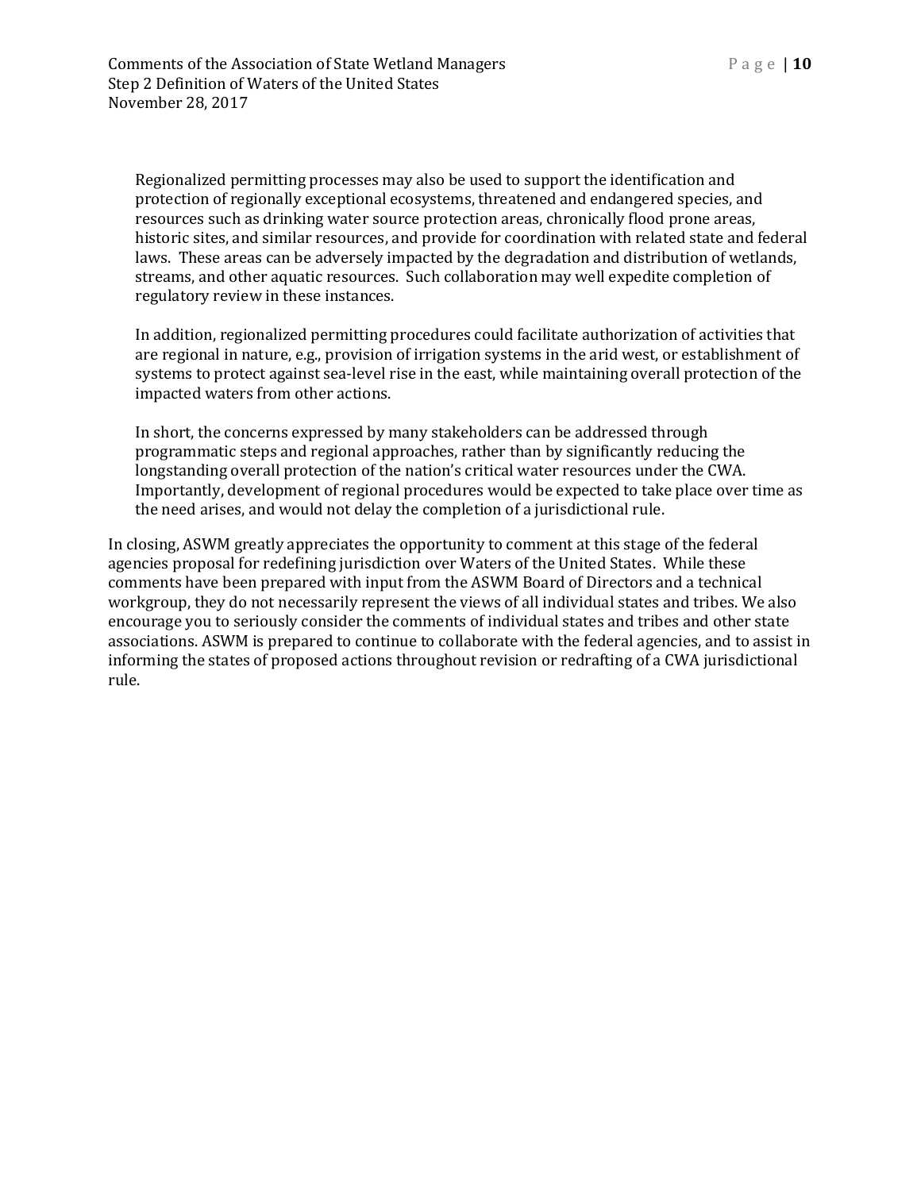Regionalized permitting processes may also be used to support the identification and protection of regionally exceptional ecosystems, threatened and endangered species, and resources such as drinking water source protection areas, chronically flood prone areas, historic sites, and similar resources, and provide for coordination with related state and federal laws. These areas can be adversely impacted by the degradation and distribution of wetlands, streams, and other aquatic resources. Such collaboration may well expedite completion of regulatory review in these instances.

In addition, regionalized permitting procedures could facilitate authorization of activities that are regional in nature, e.g., provision of irrigation systems in the arid west, or establishment of systems to protect against sea-level rise in the east, while maintaining overall protection of the impacted waters from other actions.

In short, the concerns expressed by many stakeholders can be addressed through programmatic steps and regional approaches, rather than by significantly reducing the longstanding overall protection of the nation's critical water resources under the CWA. Importantly, development of regional procedures would be expected to take place over time as the need arises, and would not delay the completion of a jurisdictional rule.

In closing, ASWM greatly appreciates the opportunity to comment at this stage of the federal agencies proposal for redefining jurisdiction over Waters of the United States. While these comments have been prepared with input from the ASWM Board of Directors and a technical workgroup, they do not necessarily represent the views of all individual states and tribes. We also encourage you to seriously consider the comments of individual states and tribes and other state associations. ASWM is prepared to continue to collaborate with the federal agencies, and to assist in informing the states of proposed actions throughout revision or redrafting of a CWA jurisdictional rule.